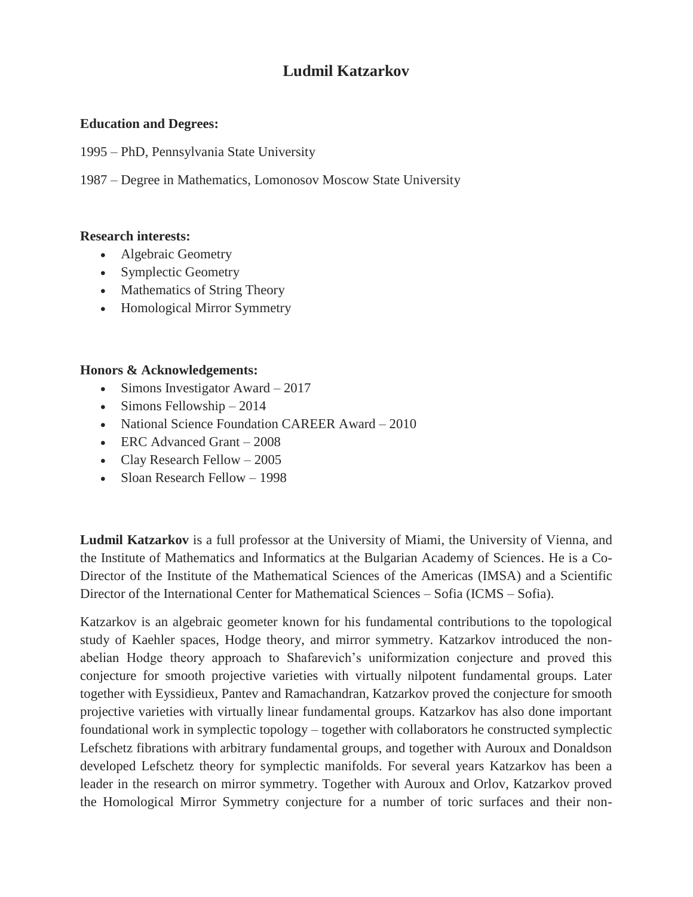# Ludmil Katzarkov

**Education and Degrees:**

1995 – PhD, Pennsylvania State University

1987 – Degree in Mathematics, Lomonosov Moscow State University

**Research interests:**

- Algebraic Geometry
- Symplectic Geometry
- Mathematics of String Theory
- Homological Mirror Symmetry

**Honors & Acknowledgements:**

- Simons Investigator Award – 2017
- Simons Fellowship – 2014
- National Science Foundation CAREER Award – 2010
- ERC Advanced Grant – 2008
- Clay Research Fellow – 2005
- Sloan Research Fellow – 1998

**Ludmil Katzarkov** is a full professor at the University of Miami, the University of Vienna, and the Institute of Mathematics and Informatics at the Bulgarian Academy of Sciences. He is a Co-Director of the Institute of the Mathematical Sciences of the Americas (IMSA) and a Scientific Director of the International Center for Mathematical Sciences – Sofia (ICMS – Sofia).

Katzarkov is an algebraic geometer known for his fundamental contributions to the topological study of Kaehler spaces, Hodge theory, and mirror symmetry. Katzarkov introduced the non-abelian Hodge theory approach to Shafarevich's uniformization conjecture and proved this conjecture for smooth projective varieties with virtually nilpotent fundamental groups. Later together with Eyssidieux, Pantev and Ramachandran, Katzarkov proved the conjecture for smooth projective varieties with virtually linear fundamental groups. Katzarkov has also done important foundational work in symplectic topology – together with collaborators he constructed symplectic Lefschetz fibrations with arbitrary fundamental groups, and together with Auroux and Donaldson developed Lefschetz theory for symplectic manifolds. For several years Katzarkov has been a leader in the research on mirror symmetry. Together with Auroux and Orlov, Katzarkov proved the Homological Mirror Symmetry conjecture for a number of toric surfaces and their non-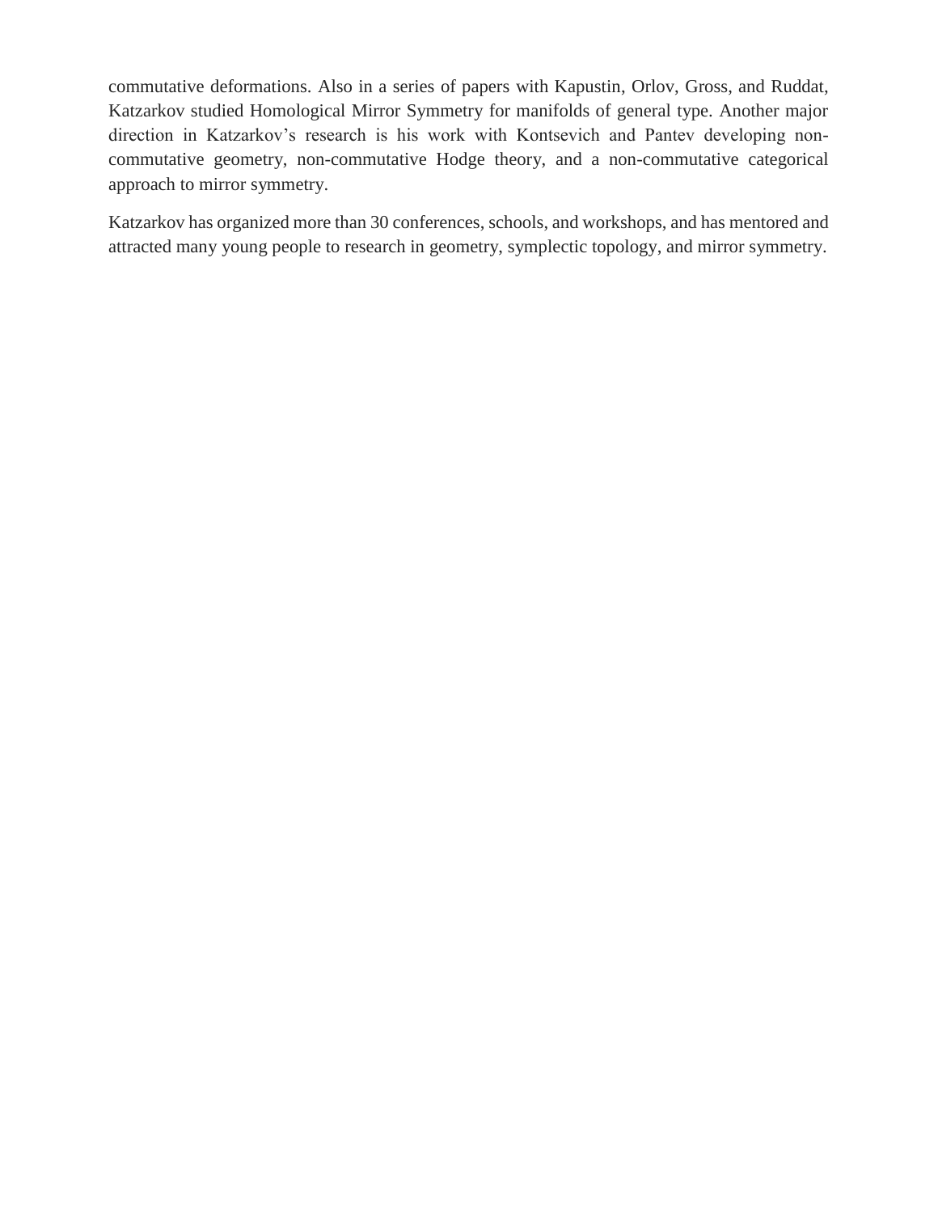commutative deformations. Also in a series of papers with Kapustin, Orlov, Gross, and Ruddat, Katzarkov studied Homological Mirror Symmetry for manifolds of general type. Another major direction in Katzarkov's research is his work with Kontsevich and Pantev developing non-commutative geometry, non-commutative Hodge theory, and a non-commutative categorical approach to mirror symmetry.

Katzarkov has organized more than 30 conferences, schools, and workshops, and has mentored and attracted many young people to research in geometry, symplectic topology, and mirror symmetry.